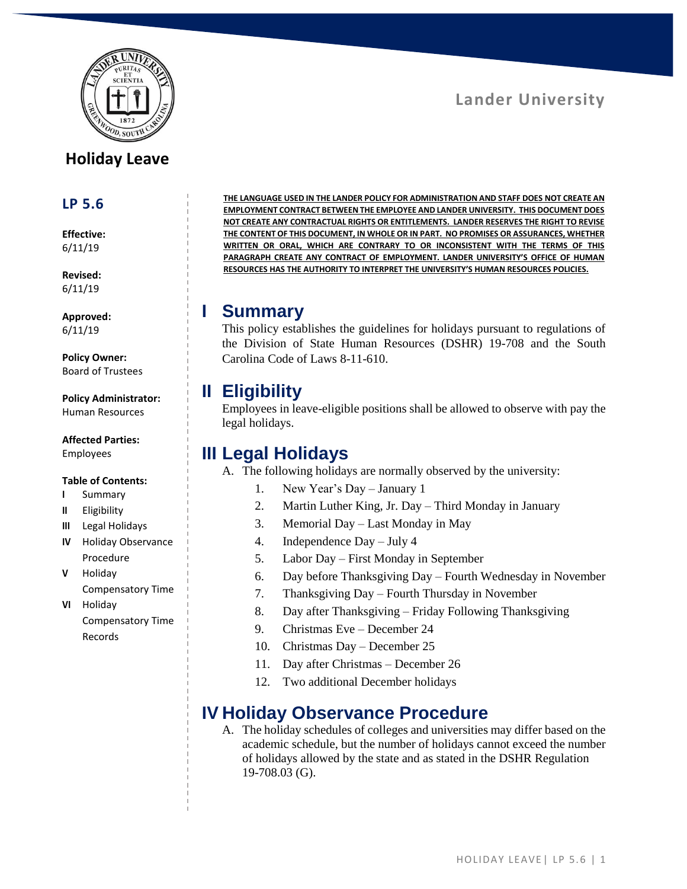Lander University

# Holiday Leave

## LP 5.6

**Effective:**
6/11/19

**Revised:**
6/11/19

**Approved:**
6/11/19

**Policy Owner:**
Board of Trustees

**Policy Administrator:**
Human Resources

**Affected Parties:**
Employees

**Table of Contents:**

- I Summary
- II Eligibility
- III Legal Holidays
- IV Holiday Observance Procedure
- V Holiday Compensatory Time
- VI Holiday Compensatory Time Records

**THE LANGUAGE USED IN THE LANDER POLICY FOR ADMINISTRATION AND STAFF DOES NOT CREATE AN EMPLOYMENT CONTRACT BETWEEN THE EMPLOYEE AND LANDER UNIVERSITY. THIS DOCUMENT DOES NOT CREATE ANY CONTRACTUAL RIGHTS OR ENTITLEMENTS. LANDER RESERVES THE RIGHT TO REVISE THE CONTENT OF THIS DOCUMENT, IN WHOLE OR IN PART. NO PROMISES OR ASSURANCES, WHETHER WRITTEN OR ORAL, WHICH ARE CONTRARY TO OR INCONSISTENT WITH THE TERMS OF THIS PARAGRAPH CREATE ANY CONTRACT OF EMPLOYMENT. LANDER UNIVERSITY'S OFFICE OF HUMAN RESOURCES HAS THE AUTHORITY TO INTERPRET THE UNIVERSITY'S HUMAN RESOURCES POLICIES.**

## I Summary

This policy establishes the guidelines for holidays pursuant to regulations of the Division of State Human Resources (DSHR) 19-708 and the South Carolina Code of Laws 8-11-610.

## II Eligibility

Employees in leave-eligible positions shall be allowed to observe with pay the legal holidays.

## III Legal Holidays

A. The following holidays are normally observed by the university:

1. New Year's Day – January 1
2. Martin Luther King, Jr. Day – Third Monday in January
3. Memorial Day – Last Monday in May
4. Independence Day – July 4
5. Labor Day – First Monday in September
6. Day before Thanksgiving Day – Fourth Wednesday in November
7. Thanksgiving Day – Fourth Thursday in November
8. Day after Thanksgiving – Friday Following Thanksgiving
9. Christmas Eve – December 24
10. Christmas Day – December 25
11. Day after Christmas – December 26
12. Two additional December holidays

## IV Holiday Observance Procedure

A. The holiday schedules of colleges and universities may differ based on the academic schedule, but the number of holidays cannot exceed the number of holidays allowed by the state and as stated in the DSHR Regulation 19-708.03 (G).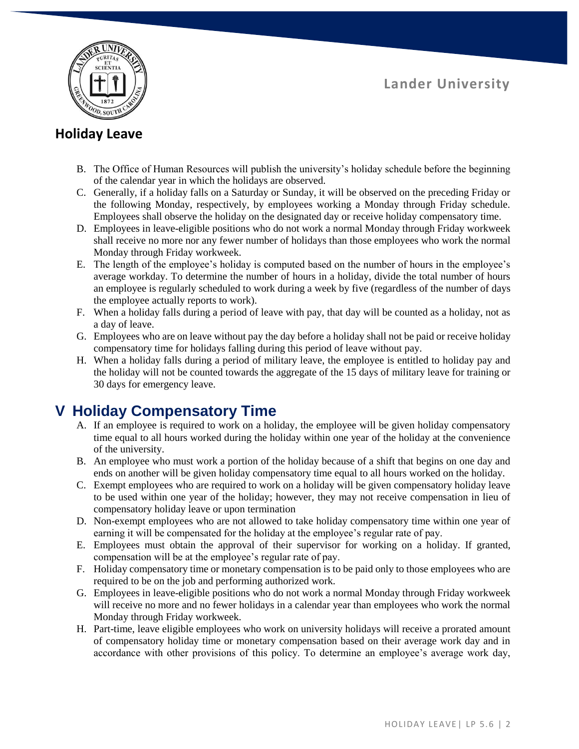B. The Office of Human Resources will publish the university's holiday schedule before the beginning of the calendar year in which the holidays are observed.

C. Generally, if a holiday falls on a Saturday or Sunday, it will be observed on the preceding Friday or the following Monday, respectively, by employees working a Monday through Friday schedule. Employees shall observe the holiday on the designated day or receive holiday compensatory time.

D. Employees in leave-eligible positions who do not work a normal Monday through Friday workweek shall receive no more nor any fewer number of holidays than those employees who work the normal Monday through Friday workweek.

E. The length of the employee's holiday is computed based on the number of hours in the employee's average workday. To determine the number of hours in a holiday, divide the total number of hours an employee is regularly scheduled to work during a week by five (regardless of the number of days the employee actually reports to work).

F. When a holiday falls during a period of leave with pay, that day will be counted as a holiday, not as a day of leave.

G. Employees who are on leave without pay the day before a holiday shall not be paid or receive holiday compensatory time for holidays falling during this period of leave without pay.

H. When a holiday falls during a period of military leave, the employee is entitled to holiday pay and the holiday will not be counted towards the aggregate of the 15 days of military leave for training or 30 days for emergency leave.

## V Holiday Compensatory Time

A. If an employee is required to work on a holiday, the employee will be given holiday compensatory time equal to all hours worked during the holiday within one year of the holiday at the convenience of the university.

B. An employee who must work a portion of the holiday because of a shift that begins on one day and ends on another will be given holiday compensatory time equal to all hours worked on the holiday.

C. Exempt employees who are required to work on a holiday will be given compensatory holiday leave to be used within one year of the holiday; however, they may not receive compensation in lieu of compensatory holiday leave or upon termination

D. Non-exempt employees who are not allowed to take holiday compensatory time within one year of earning it will be compensated for the holiday at the employee's regular rate of pay.

E. Employees must obtain the approval of their supervisor for working on a holiday. If granted, compensation will be at the employee's regular rate of pay.

F. Holiday compensatory time or monetary compensation is to be paid only to those employees who are required to be on the job and performing authorized work.

G. Employees in leave-eligible positions who do not work a normal Monday through Friday workweek will receive no more and no fewer holidays in a calendar year than employees who work the normal Monday through Friday workweek.

H. Part-time, leave eligible employees who work on university holidays will receive a prorated amount of compensatory holiday time or monetary compensation based on their average work day and in accordance with other provisions of this policy. To determine an employee's average work day,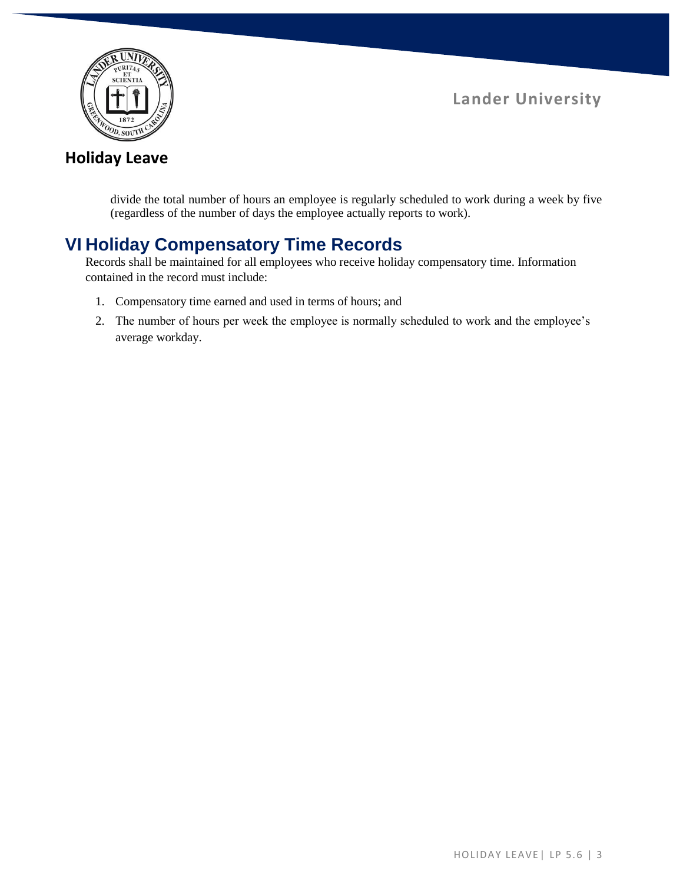divide the total number of hours an employee is regularly scheduled to work during a week by five (regardless of the number of days the employee actually reports to work).

## VI Holiday Compensatory Time Records

Records shall be maintained for all employees who receive holiday compensatory time. Information contained in the record must include:

1. Compensatory time earned and used in terms of hours; and
2. The number of hours per week the employee is normally scheduled to work and the employee's average workday.